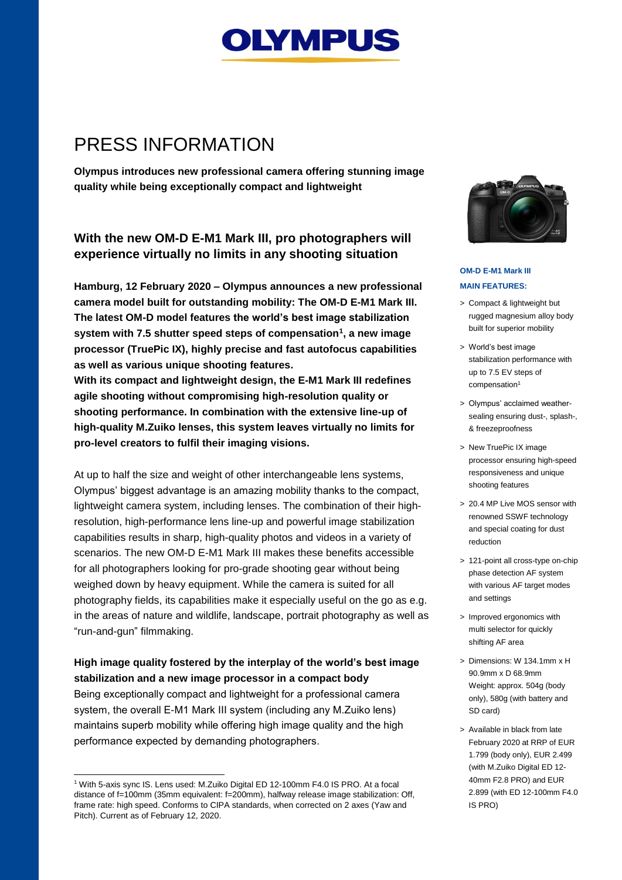# PRESS INFORMATION

**Olympus introduces new professional camera offering stunning image quality while being exceptionally compact and lightweight**

## With the new OM-D E-M1 Mark III, pro photographers will experience virtually no limits in any shooting situation

**Hamburg, 12 February 2020 – Olympus announces a new professional camera model built for outstanding mobility: The OM-D E-M1 Mark III. The latest OM-D model features the world's best image stabilization system with 7.5 shutter speed steps of compensation[1], a new image processor (TruePic IX), highly precise and fast autofocus capabilities as well as various unique shooting features.**

**With its compact and lightweight design, the E-M1 Mark III redefines agile shooting without compromising high-resolution quality or shooting performance. In combination with the extensive line-up of high-quality M.Zuiko lenses, this system leaves virtually no limits for pro-level creators to fulfil their imaging visions.**

At up to half the size and weight of other interchangeable lens systems, Olympus' biggest advantage is an amazing mobility thanks to the compact, lightweight camera system, including lenses. The combination of their high-resolution, high-performance lens line-up and powerful image stabilization capabilities results in sharp, high-quality photos and videos in a variety of scenarios. The new OM-D E-M1 Mark III makes these benefits accessible for all photographers looking for pro-grade shooting gear without being weighed down by heavy equipment. While the camera is suited for all photography fields, its capabilities make it especially useful on the go as e.g. in the areas of nature and wildlife, landscape, portrait photography as well as "run-and-gun" filmmaking.

**High image quality fostered by the interplay of the world's best image stabilization and a new image processor in a compact body**

Being exceptionally compact and lightweight for a professional camera system, the overall E-M1 Mark III system (including any M.Zuiko lens) maintains superb mobility while offering high image quality and the high performance expected by demanding photographers.

**OM-D E-M1 Mark III**
**MAIN FEATURES:**

- Compact & lightweight but rugged magnesium alloy body built for superior mobility
- World's best image stabilization performance with up to 7.5 EV steps of compensation[1]
- Olympus' acclaimed weather-sealing ensuring dust-, splash-, & freezeproofness
- New TruePic IX image processor ensuring high-speed responsiveness and unique shooting features
- 20.4 MP Live MOS sensor with renowned SSWF technology and special coating for dust reduction
- 121-point all cross-type on-chip phase detection AF system with various AF target modes and settings
- Improved ergonomics with multi selector for quickly shifting AF area
- Dimensions: W 134.1mm x H 90.9mm x D 68.9mm
  Weight: approx. 504g (body only), 580g (with battery and SD card)
- Available in black from late February 2020 at RRP of EUR 1.799 (body only), EUR 2.499 (with M.Zuiko Digital ED 12-40mm F2.8 PRO) and EUR 2.899 (with ED 12-100mm F4.0 IS PRO)

---

[1] With 5-axis sync IS. Lens used: M.Zuiko Digital ED 12-100mm F4.0 IS PRO. At a focal distance of f=100mm (35mm equivalent: f=200mm), halfway release image stabilization: Off, frame rate: high speed. Conforms to CIPA standards, when corrected on 2 axes (Yaw and Pitch). Current as of February 12, 2020.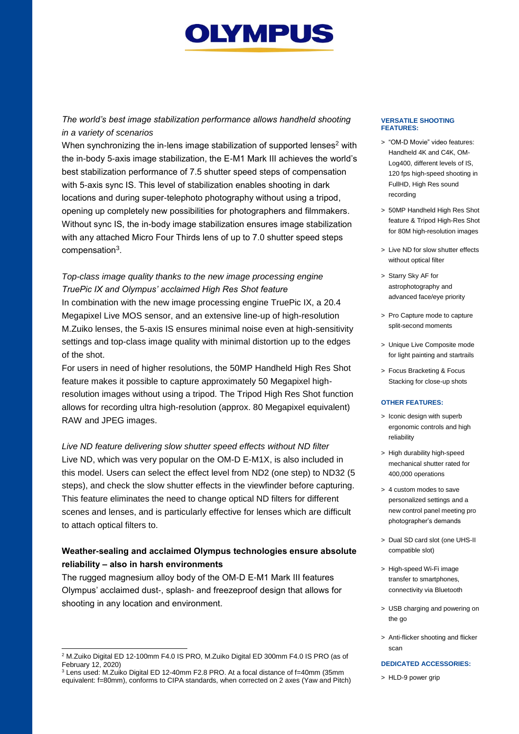*The world's best image stabilization performance allows handheld shooting in a variety of scenarios*

When synchronizing the in-lens image stabilization of supported lenses[2] with the in-body 5-axis image stabilization, the E-M1 Mark III achieves the world's best stabilization performance of 7.5 shutter speed steps of compensation with 5-axis sync IS. This level of stabilization enables shooting in dark locations and during super-telephoto photography without using a tripod, opening up completely new possibilities for photographers and filmmakers. Without sync IS, the in-body image stabilization ensures image stabilization with any attached Micro Four Thirds lens of up to 7.0 shutter speed steps compensation[3].

*Top-class image quality thanks to the new image processing engine TruePic IX and Olympus' acclaimed High Res Shot feature*

In combination with the new image processing engine TruePic IX, a 20.4 Megapixel Live MOS sensor, and an extensive line-up of high-resolution M.Zuiko lenses, the 5-axis IS ensures minimal noise even at high-sensitivity settings and top-class image quality with minimal distortion up to the edges of the shot.

For users in need of higher resolutions, the 50MP Handheld High Res Shot feature makes it possible to capture approximately 50 Megapixel high-resolution images without using a tripod. The Tripod High Res Shot function allows for recording ultra high-resolution (approx. 80 Megapixel equivalent) RAW and JPEG images.

*Live ND feature delivering slow shutter speed effects without ND filter*

Live ND, which was very popular on the OM-D E-M1X, is also included in this model. Users can select the effect level from ND2 (one step) to ND32 (5 steps), and check the slow shutter effects in the viewfinder before capturing. This feature eliminates the need to change optical ND filters for different scenes and lenses, and is particularly effective for lenses which are difficult to attach optical filters to.

**Weather-sealing and acclaimed Olympus technologies ensure absolute reliability – also in harsh environments**

The rugged magnesium alloy body of the OM-D E-M1 Mark III features Olympus' acclaimed dust-, splash- and freezeproof design that allows for shooting in any location and environment.

**VERSATILE SHOOTING FEATURES:**

- "OM-D Movie" video features: Handheld 4K and C4K, OM-Log400, different levels of IS, 120 fps high-speed shooting in FullHD, High Res sound recording
- 50MP Handheld High Res Shot feature & Tripod High-Res Shot for 80M high-resolution images
- Live ND for slow shutter effects without optical filter
- Starry Sky AF for astrophotography and advanced face/eye priority
- Pro Capture mode to capture split-second moments
- Unique Live Composite mode for light painting and startrails
- Focus Bracketing & Focus Stacking for close-up shots

**OTHER FEATURES:**

- Iconic design with superb ergonomic controls and high reliability
- High durability high-speed mechanical shutter rated for 400,000 operations
- 4 custom modes to save personalized settings and a new control panel meeting pro photographer's demands
- Dual SD card slot (one UHS-II compatible slot)
- High-speed Wi-Fi image transfer to smartphones, connectivity via Bluetooth
- USB charging and powering on the go
- Anti-flicker shooting and flicker scan

**DEDICATED ACCESSORIES:**

- HLD-9 power grip

---

[2] M.Zuiko Digital ED 12-100mm F4.0 IS PRO, M.Zuiko Digital ED 300mm F4.0 IS PRO (as of February 12, 2020)

[3] Lens used: M.Zuiko Digital ED 12-40mm F2.8 PRO. At a focal distance of f=40mm (35mm equivalent: f=80mm), conforms to CIPA standards, when corrected on 2 axes (Yaw and Pitch)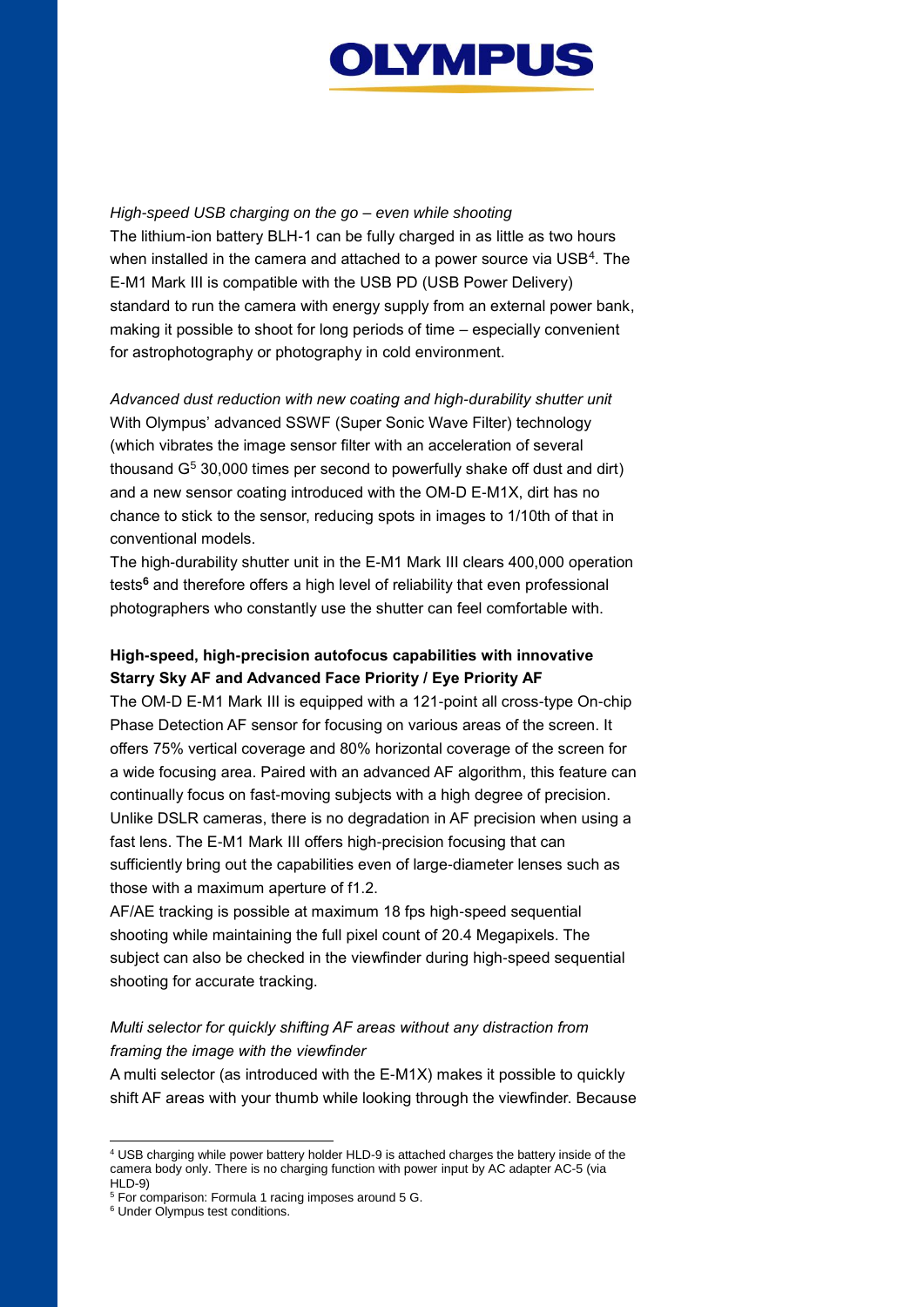*High-speed USB charging on the go – even while shooting*

The lithium-ion battery BLH-1 can be fully charged in as little as two hours when installed in the camera and attached to a power source via USB[4]. The E-M1 Mark III is compatible with the USB PD (USB Power Delivery) standard to run the camera with energy supply from an external power bank, making it possible to shoot for long periods of time – especially convenient for astrophotography or photography in cold environment.

*Advanced dust reduction with new coating and high-durability shutter unit*

With Olympus' advanced SSWF (Super Sonic Wave Filter) technology (which vibrates the image sensor filter with an acceleration of several thousand G[5] 30,000 times per second to powerfully shake off dust and dirt) and a new sensor coating introduced with the OM-D E-M1X, dirt has no chance to stick to the sensor, reducing spots in images to 1/10th of that in conventional models.

The high-durability shutter unit in the E-M1 Mark III clears 400,000 operation tests[6] and therefore offers a high level of reliability that even professional photographers who constantly use the shutter can feel comfortable with.

**High-speed, high-precision autofocus capabilities with innovative Starry Sky AF and Advanced Face Priority / Eye Priority AF**

The OM-D E-M1 Mark III is equipped with a 121-point all cross-type On-chip Phase Detection AF sensor for focusing on various areas of the screen. It offers 75% vertical coverage and 80% horizontal coverage of the screen for a wide focusing area. Paired with an advanced AF algorithm, this feature can continually focus on fast-moving subjects with a high degree of precision. Unlike DSLR cameras, there is no degradation in AF precision when using a fast lens. The E-M1 Mark III offers high-precision focusing that can sufficiently bring out the capabilities even of large-diameter lenses such as those with a maximum aperture of f1.2.

AF/AE tracking is possible at maximum 18 fps high-speed sequential shooting while maintaining the full pixel count of 20.4 Megapixels. The subject can also be checked in the viewfinder during high-speed sequential shooting for accurate tracking.

*Multi selector for quickly shifting AF areas without any distraction from framing the image with the viewfinder*

A multi selector (as introduced with the E-M1X) makes it possible to quickly shift AF areas with your thumb while looking through the viewfinder. Because

---

[4] USB charging while power battery holder HLD-9 is attached charges the battery inside of the camera body only. There is no charging function with power input by AC adapter AC-5 (via HLD-9)

[5] For comparison: Formula 1 racing imposes around 5 G.

[6] Under Olympus test conditions.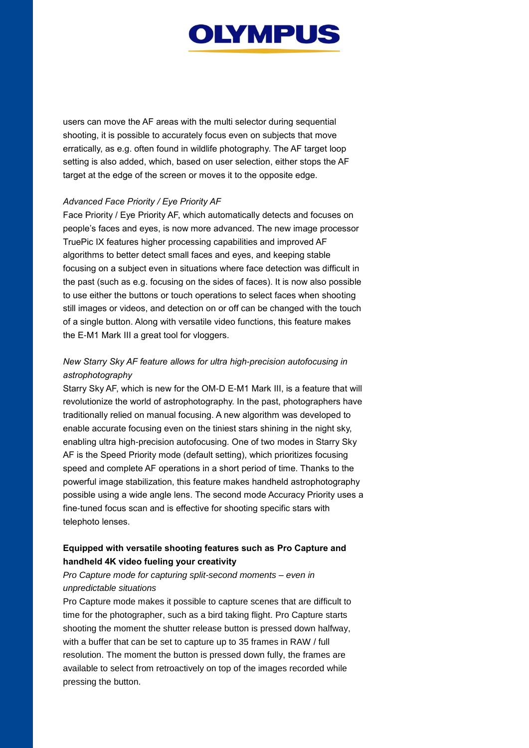users can move the AF areas with the multi selector during sequential shooting, it is possible to accurately focus even on subjects that move erratically, as e.g. often found in wildlife photography. The AF target loop setting is also added, which, based on user selection, either stops the AF target at the edge of the screen or moves it to the opposite edge.

*Advanced Face Priority / Eye Priority AF*

Face Priority / Eye Priority AF, which automatically detects and focuses on people's faces and eyes, is now more advanced. The new image processor TruePic IX features higher processing capabilities and improved AF algorithms to better detect small faces and eyes, and keeping stable focusing on a subject even in situations where face detection was difficult in the past (such as e.g. focusing on the sides of faces). It is now also possible to use either the buttons or touch operations to select faces when shooting still images or videos, and detection on or off can be changed with the touch of a single button. Along with versatile video functions, this feature makes the E-M1 Mark III a great tool for vloggers.

*New Starry Sky AF feature allows for ultra high-precision autofocusing in astrophotography*

Starry Sky AF, which is new for the OM-D E-M1 Mark III, is a feature that will revolutionize the world of astrophotography. In the past, photographers have traditionally relied on manual focusing. A new algorithm was developed to enable accurate focusing even on the tiniest stars shining in the night sky, enabling ultra high-precision autofocusing. One of two modes in Starry Sky AF is the Speed Priority mode (default setting), which prioritizes focusing speed and complete AF operations in a short period of time. Thanks to the powerful image stabilization, this feature makes handheld astrophotography possible using a wide angle lens. The second mode Accuracy Priority uses a fine-tuned focus scan and is effective for shooting specific stars with telephoto lenses.

**Equipped with versatile shooting features such as Pro Capture and handheld 4K video fueling your creativity**

*Pro Capture mode for capturing split-second moments – even in unpredictable situations*

Pro Capture mode makes it possible to capture scenes that are difficult to time for the photographer, such as a bird taking flight. Pro Capture starts shooting the moment the shutter release button is pressed down halfway, with a buffer that can be set to capture up to 35 frames in RAW / full resolution. The moment the button is pressed down fully, the frames are available to select from retroactively on top of the images recorded while pressing the button.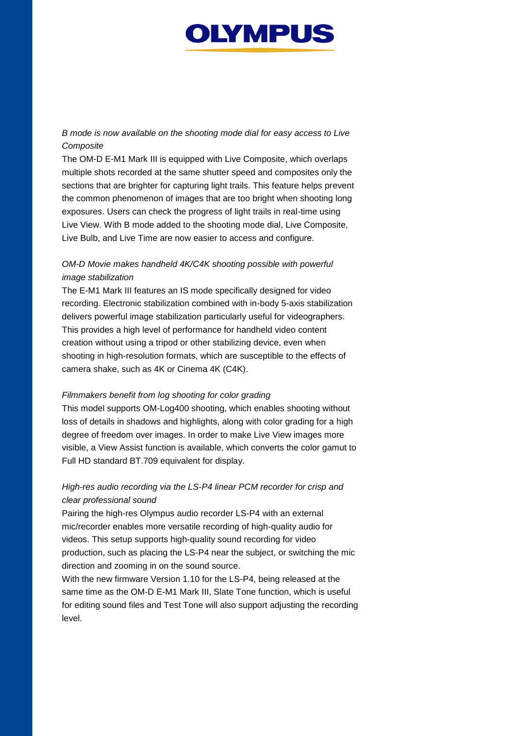*B mode is now available on the shooting mode dial for easy access to Live Composite*

The OM-D E-M1 Mark III is equipped with Live Composite, which overlaps multiple shots recorded at the same shutter speed and composites only the sections that are brighter for capturing light trails. This feature helps prevent the common phenomenon of images that are too bright when shooting long exposures. Users can check the progress of light trails in real-time using Live View. With B mode added to the shooting mode dial, Live Composite, Live Bulb, and Live Time are now easier to access and configure.

*OM-D Movie makes handheld 4K/C4K shooting possible with powerful image stabilization*

The E-M1 Mark III features an IS mode specifically designed for video recording. Electronic stabilization combined with in-body 5-axis stabilization delivers powerful image stabilization particularly useful for videographers. This provides a high level of performance for handheld video content creation without using a tripod or other stabilizing device, even when shooting in high-resolution formats, which are susceptible to the effects of camera shake, such as 4K or Cinema 4K (C4K).

*Filmmakers benefit from log shooting for color grading*

This model supports OM-Log400 shooting, which enables shooting without loss of details in shadows and highlights, along with color grading for a high degree of freedom over images. In order to make Live View images more visible, a View Assist function is available, which converts the color gamut to Full HD standard BT.709 equivalent for display.

*High-res audio recording via the LS-P4 linear PCM recorder for crisp and clear professional sound*

Pairing the high-res Olympus audio recorder LS-P4 with an external mic/recorder enables more versatile recording of high-quality audio for videos. This setup supports high-quality sound recording for video production, such as placing the LS-P4 near the subject, or switching the mic direction and zooming in on the sound source.

With the new firmware Version 1.10 for the LS-P4, being released at the same time as the OM-D E-M1 Mark III, Slate Tone function, which is useful for editing sound files and Test Tone will also support adjusting the recording level.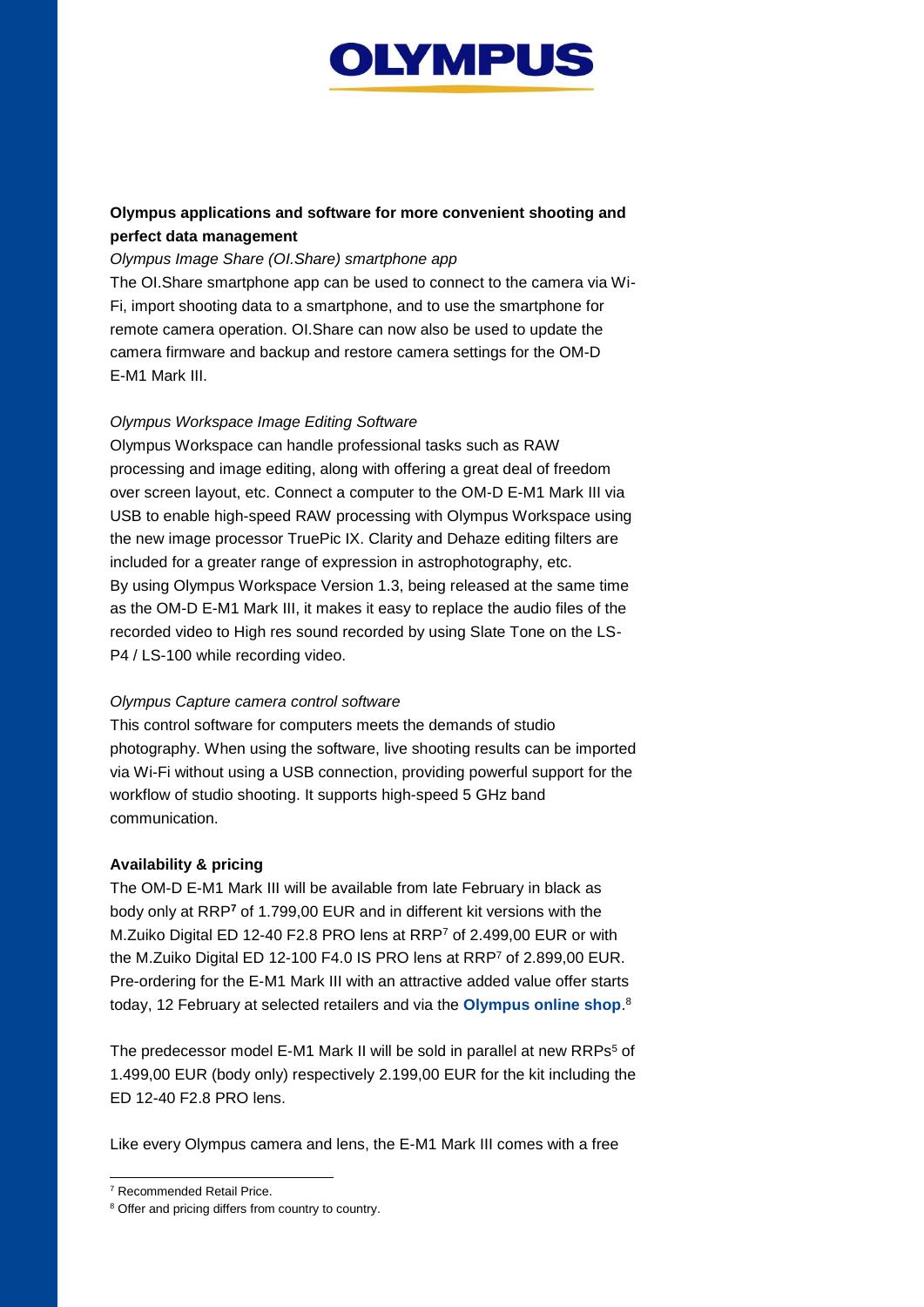**Olympus applications and software for more convenient shooting and perfect data management**

*Olympus Image Share (OI.Share) smartphone app*

The OI.Share smartphone app can be used to connect to the camera via Wi-Fi, import shooting data to a smartphone, and to use the smartphone for remote camera operation. OI.Share can now also be used to update the camera firmware and backup and restore camera settings for the OM-D E-M1 Mark III.

*Olympus Workspace Image Editing Software*

Olympus Workspace can handle professional tasks such as RAW processing and image editing, along with offering a great deal of freedom over screen layout, etc. Connect a computer to the OM-D E-M1 Mark III via USB to enable high-speed RAW processing with Olympus Workspace using the new image processor TruePic IX. Clarity and Dehaze editing filters are included for a greater range of expression in astrophotography, etc. By using Olympus Workspace Version 1.3, being released at the same time as the OM-D E-M1 Mark III, it makes it easy to replace the audio files of the recorded video to High res sound recorded by using Slate Tone on the LS-P4 / LS-100 while recording video.

*Olympus Capture camera control software*

This control software for computers meets the demands of studio photography. When using the software, live shooting results can be imported via Wi-Fi without using a USB connection, providing powerful support for the workflow of studio shooting. It supports high-speed 5 GHz band communication.

**Availability & pricing**

The OM-D E-M1 Mark III will be available from late February in black as body only at RRP[7] of 1.799,00 EUR and in different kit versions with the M.Zuiko Digital ED 12-40 F2.8 PRO lens at RRP[7] of 2.499,00 EUR or with the M.Zuiko Digital ED 12-100 F4.0 IS PRO lens at RRP[7] of 2.899,00 EUR. Pre-ordering for the E-M1 Mark III with an attractive added value offer starts today, 12 February at selected retailers and via the **Olympus online shop**.[8]

The predecessor model E-M1 Mark II will be sold in parallel at new RRPs[5] of 1.499,00 EUR (body only) respectively 2.199,00 EUR for the kit including the ED 12-40 F2.8 PRO lens.

Like every Olympus camera and lens, the E-M1 Mark III comes with a free

---

[7] Recommended Retail Price.

[8] Offer and pricing differs from country to country.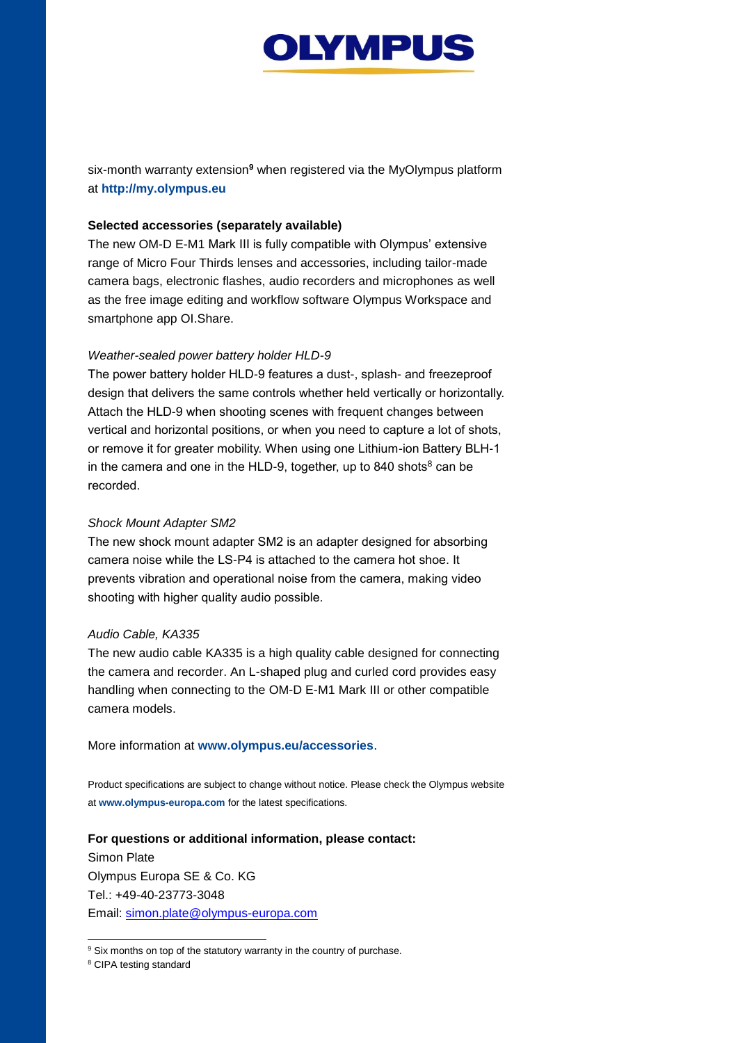six-month warranty extension[9] when registered via the MyOlympus platform at **http://my.olympus.eu**

**Selected accessories (separately available)**

The new OM-D E-M1 Mark III is fully compatible with Olympus' extensive range of Micro Four Thirds lenses and accessories, including tailor-made camera bags, electronic flashes, audio recorders and microphones as well as the free image editing and workflow software Olympus Workspace and smartphone app OI.Share.

*Weather-sealed power battery holder HLD-9*

The power battery holder HLD-9 features a dust-, splash- and freezeproof design that delivers the same controls whether held vertically or horizontally. Attach the HLD-9 when shooting scenes with frequent changes between vertical and horizontal positions, or when you need to capture a lot of shots, or remove it for greater mobility. When using one Lithium-ion Battery BLH-1 in the camera and one in the HLD-9, together, up to 840 shots[8] can be recorded.

*Shock Mount Adapter SM2*

The new shock mount adapter SM2 is an adapter designed for absorbing camera noise while the LS-P4 is attached to the camera hot shoe. It prevents vibration and operational noise from the camera, making video shooting with higher quality audio possible.

*Audio Cable, KA335*

The new audio cable KA335 is a high quality cable designed for connecting the camera and recorder. An L-shaped plug and curled cord provides easy handling when connecting to the OM-D E-M1 Mark III or other compatible camera models.

More information at **www.olympus.eu/accessories**.

Product specifications are subject to change without notice. Please check the Olympus website at **www.olympus-europa.com** for the latest specifications.

**For questions or additional information, please contact:**

Simon Plate
Olympus Europa SE & Co. KG
Tel.: +49-40-23773-3048
Email: simon.plate@olympus-europa.com

[9] Six months on top of the statutory warranty in the country of purchase.

[8] CIPA testing standard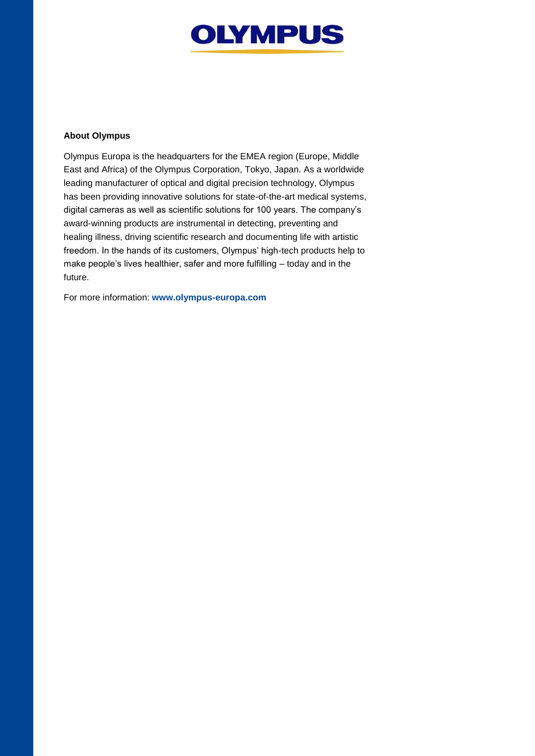**About Olympus**

Olympus Europa is the headquarters for the EMEA region (Europe, Middle East and Africa) of the Olympus Corporation, Tokyo, Japan. As a worldwide leading manufacturer of optical and digital precision technology, Olympus has been providing innovative solutions for state-of-the-art medical systems, digital cameras as well as scientific solutions for 100 years. The company's award-winning products are instrumental in detecting, preventing and healing illness, driving scientific research and documenting life with artistic freedom. In the hands of its customers, Olympus' high-tech products help to make people's lives healthier, safer and more fulfilling – today and in the future.

For more information: **www.olympus-europa.com**